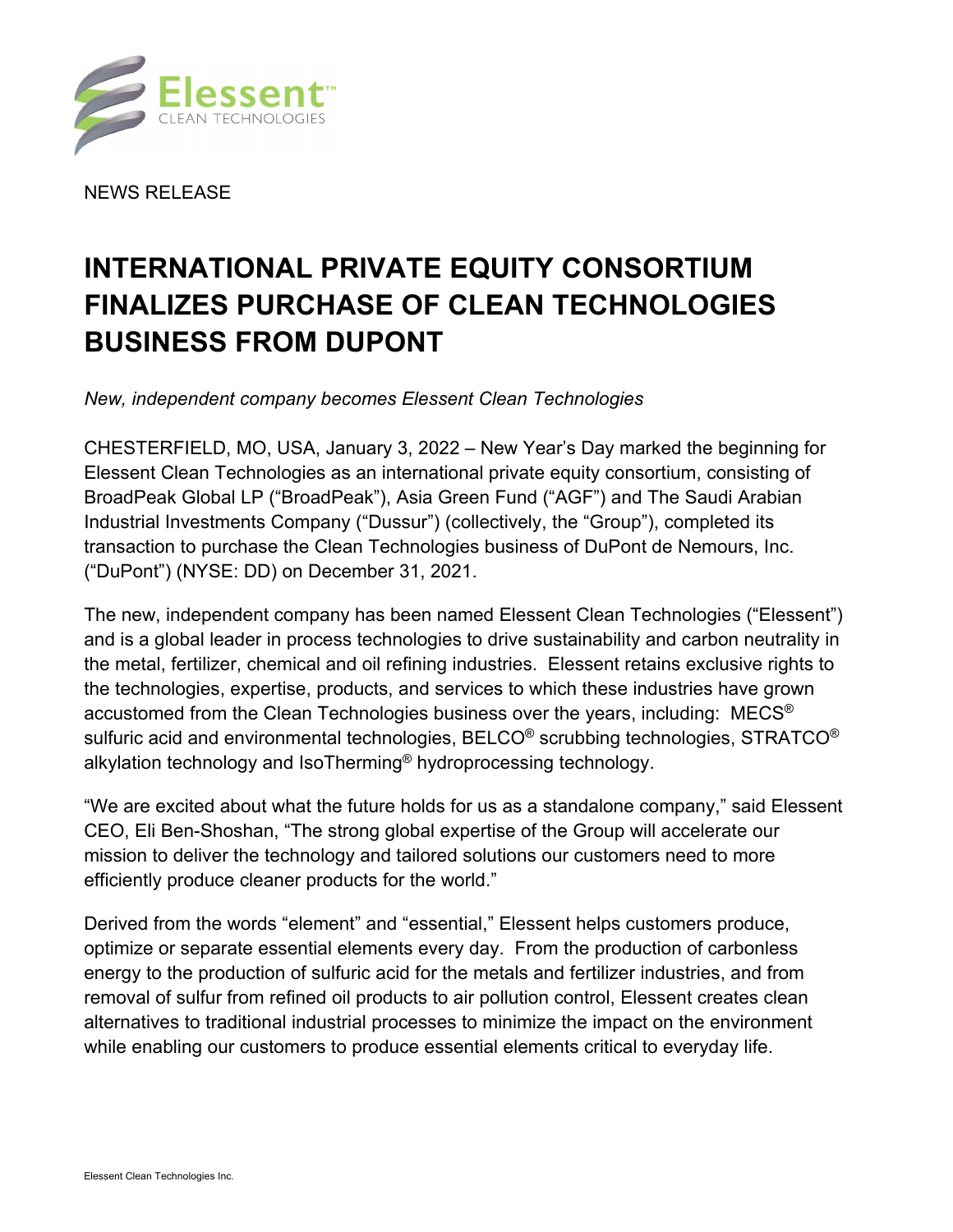NEWS RELEASE

# INTERNATIONAL PRIVATE EQUITY CONSORTIUM FINALIZES PURCHASE OF CLEAN TECHNOLOGIES BUSINESS FROM DUPONT

*New, independent company becomes Elessent Clean Technologies*

CHESTERFIELD, MO, USA, January 3, 2022 – New Year's Day marked the beginning for Elessent Clean Technologies as an international private equity consortium, consisting of BroadPeak Global LP ("BroadPeak"), Asia Green Fund ("AGF") and The Saudi Arabian Industrial Investments Company ("Dussur") (collectively, the "Group"), completed its transaction to purchase the Clean Technologies business of DuPont de Nemours, Inc. ("DuPont") (NYSE: DD) on December 31, 2021.

The new, independent company has been named Elessent Clean Technologies ("Elessent") and is a global leader in process technologies to drive sustainability and carbon neutrality in the metal, fertilizer, chemical and oil refining industries. Elessent retains exclusive rights to the technologies, expertise, products, and services to which these industries have grown accustomed from the Clean Technologies business over the years, including: MECS® sulfuric acid and environmental technologies, BELCO® scrubbing technologies, STRATCO® alkylation technology and IsoTherming® hydroprocessing technology.

"We are excited about what the future holds for us as a standalone company," said Elessent CEO, Eli Ben-Shoshan, "The strong global expertise of the Group will accelerate our mission to deliver the technology and tailored solutions our customers need to more efficiently produce cleaner products for the world."

Derived from the words "element" and "essential," Elessent helps customers produce, optimize or separate essential elements every day. From the production of carbonless energy to the production of sulfuric acid for the metals and fertilizer industries, and from removal of sulfur from refined oil products to air pollution control, Elessent creates clean alternatives to traditional industrial processes to minimize the impact on the environment while enabling our customers to produce essential elements critical to everyday life.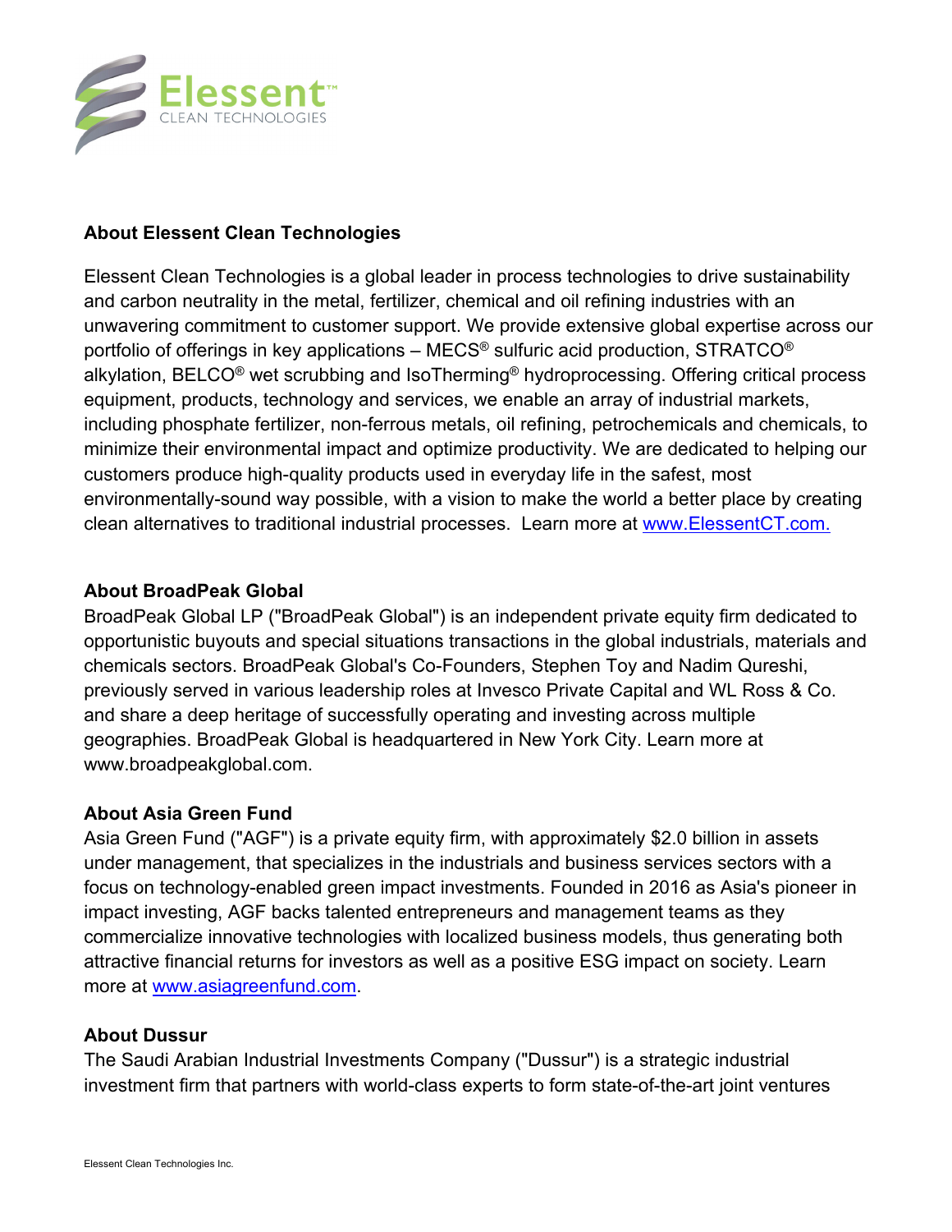## About Elessent Clean Technologies

Elessent Clean Technologies is a global leader in process technologies to drive sustainability and carbon neutrality in the metal, fertilizer, chemical and oil refining industries with an unwavering commitment to customer support. We provide extensive global expertise across our portfolio of offerings in key applications – MECS® sulfuric acid production, STRATCO® alkylation, BELCO® wet scrubbing and IsoTherming® hydroprocessing. Offering critical process equipment, products, technology and services, we enable an array of industrial markets, including phosphate fertilizer, non-ferrous metals, oil refining, petrochemicals and chemicals, to minimize their environmental impact and optimize productivity. We are dedicated to helping our customers produce high-quality products used in everyday life in the safest, most environmentally-sound way possible, with a vision to make the world a better place by creating clean alternatives to traditional industrial processes. Learn more at www.ElessentCT.com.

## About BroadPeak Global

BroadPeak Global LP ("BroadPeak Global") is an independent private equity firm dedicated to opportunistic buyouts and special situations transactions in the global industrials, materials and chemicals sectors. BroadPeak Global's Co-Founders, Stephen Toy and Nadim Qureshi, previously served in various leadership roles at Invesco Private Capital and WL Ross & Co. and share a deep heritage of successfully operating and investing across multiple geographies. BroadPeak Global is headquartered in New York City. Learn more at www.broadpeakglobal.com.

## About Asia Green Fund

Asia Green Fund ("AGF") is a private equity firm, with approximately $2.0 billion in assets under management, that specializes in the industrials and business services sectors with a focus on technology-enabled green impact investments. Founded in 2016 as Asia's pioneer in impact investing, AGF backs talented entrepreneurs and management teams as they commercialize innovative technologies with localized business models, thus generating both attractive financial returns for investors as well as a positive ESG impact on society. Learn more at www.asiagreenfund.com.

## About Dussur

The Saudi Arabian Industrial Investments Company ("Dussur") is a strategic industrial investment firm that partners with world-class experts to form state-of-the-art joint ventures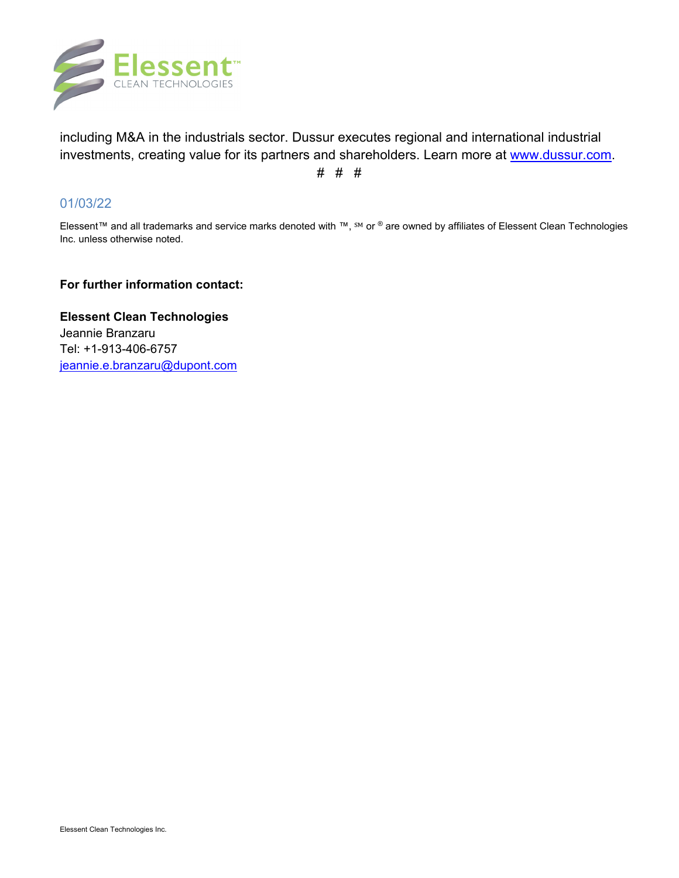including M&A in the industrials sector. Dussur executes regional and international industrial investments, creating value for its partners and shareholders. Learn more at www.dussur.com.

# # #

01/03/22

Elessent™ and all trademarks and service marks denoted with ™, ℠ or ® are owned by affiliates of Elessent Clean Technologies Inc. unless otherwise noted.

**For further information contact:**

**Elessent Clean Technologies**
Jeannie Branzaru
Tel: +1-913-406-6757
jeannie.e.branzaru@dupont.com